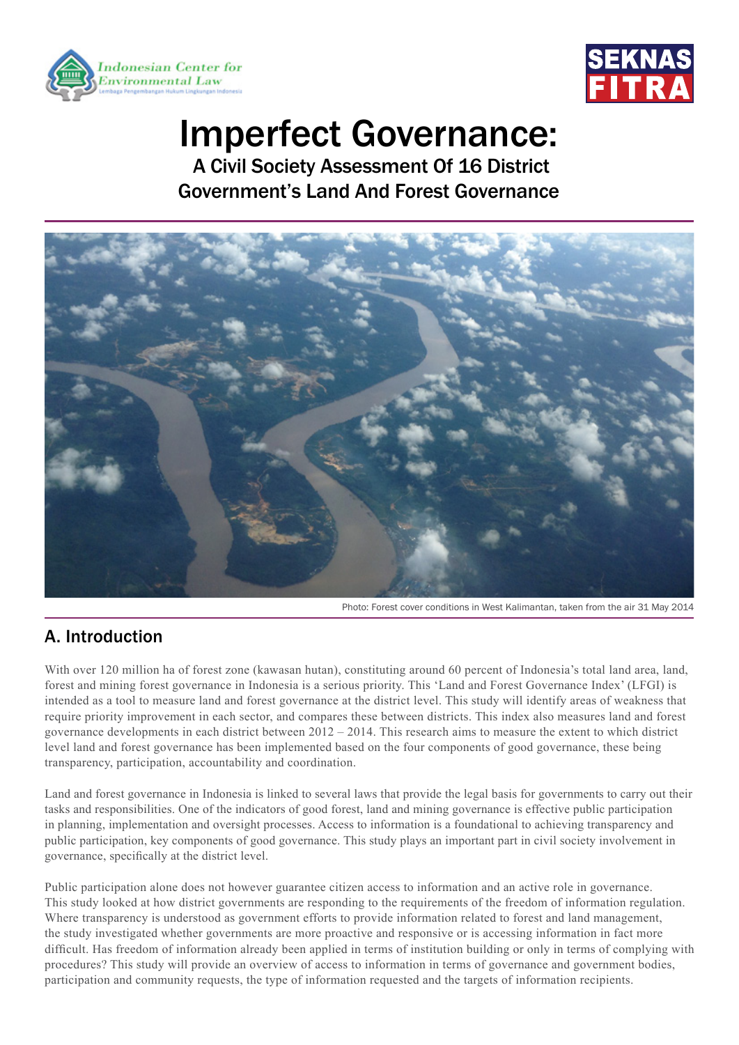# Imperfect Governance:

## A Civil Society Assessment Of 16 District Government's Land And Forest Governance

Photo: Forest cover conditions in West Kalimantan, taken from the air 31 May 2014

## A. Introduction

With over 120 million ha of forest zone (kawasan hutan), constituting around 60 percent of Indonesia's total land area, land, forest and mining forest governance in Indonesia is a serious priority. This 'Land and Forest Governance Index' (LFGI) is intended as a tool to measure land and forest governance at the district level. This study will identify areas of weakness that require priority improvement in each sector, and compares these between districts. This index also measures land and forest governance developments in each district between 2012 – 2014. This research aims to measure the extent to which district level land and forest governance has been implemented based on the four components of good governance, these being transparency, participation, accountability and coordination.

Land and forest governance in Indonesia is linked to several laws that provide the legal basis for governments to carry out their tasks and responsibilities. One of the indicators of good forest, land and mining governance is effective public participation in planning, implementation and oversight processes. Access to information is a foundational to achieving transparency and public participation, key components of good governance. This study plays an important part in civil society involvement in governance, specifically at the district level.

Public participation alone does not however guarantee citizen access to information and an active role in governance. This study looked at how district governments are responding to the requirements of the freedom of information regulation. Where transparency is understood as government efforts to provide information related to forest and land management, the study investigated whether governments are more proactive and responsive or is accessing information in fact more difficult. Has freedom of information already been applied in terms of institution building or only in terms of complying with procedures? This study will provide an overview of access to information in terms of governance and government bodies, participation and community requests, the type of information requested and the targets of information recipients.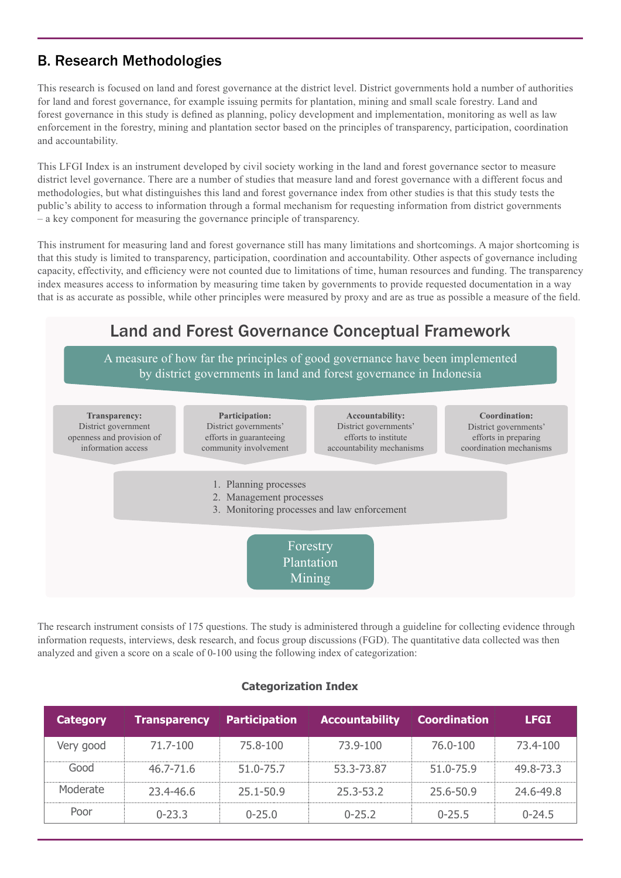## B. Research Methodologies

This research is focused on land and forest governance at the district level. District governments hold a number of authorities for land and forest governance, for example issuing permits for plantation, mining and small scale forestry. Land and forest governance in this study is defined as planning, policy development and implementation, monitoring as well as law enforcement in the forestry, mining and plantation sector based on the principles of transparency, participation, coordination and accountability.

This LFGI Index is an instrument developed by civil society working in the land and forest governance sector to measure district level governance. There are a number of studies that measure land and forest governance with a different focus and methodologies, but what distinguishes this land and forest governance index from other studies is that this study tests the public's ability to access to information through a formal mechanism for requesting information from district governments – a key component for measuring the governance principle of transparency.

This instrument for measuring land and forest governance still has many limitations and shortcomings. A major shortcoming is that this study is limited to transparency, participation, coordination and accountability. Other aspects of governance including capacity, effectivity, and efficiency were not counted due to limitations of time, human resources and funding. The transparency index measures access to information by measuring time taken by governments to provide requested documentation in a way that is as accurate as possible, while other principles were measured by proxy and are as true as possible a measure of the field.

### Land and Forest Governance Conceptual Framework

A measure of how far the principles of good governance have been implemented by district governments in land and forest governance in Indonesia

**Transparency:** District government openness and provision of information access

**Participation:** District governments' efforts in guaranteeing community involvement

**Accountability:** District governments' efforts to institute accountability mechanisms

**Coordination:** District governments' efforts in preparing coordination mechanisms

1. Planning processes
2. Management processes
3. Monitoring processes and law enforcement

Forestry
Plantation
Mining

The research instrument consists of 175 questions. The study is administered through a guideline for collecting evidence through information requests, interviews, desk research, and focus group discussions (FGD). The quantitative data collected was then analyzed and given a score on a scale of 0-100 using the following index of categorization:

**Categorization Index**

| Category | Transparency | Participation | Accountability | Coordination | LFGI |
|---|---|---|---|---|---|
| Very good | 71.7-100 | 75.8-100 | 73.9-100 | 76.0-100 | 73.4-100 |
| Good | 46.7-71.6 | 51.0-75.7 | 53.3-73.87 | 51.0-75.9 | 49.8-73.3 |
| Moderate | 23.4-46.6 | 25.1-50.9 | 25.3-53.2 | 25.6-50.9 | 24.6-49.8 |
| Poor | 0-23.3 | 0-25.0 | 0-25.2 | 0-25.5 | 0-24.5 |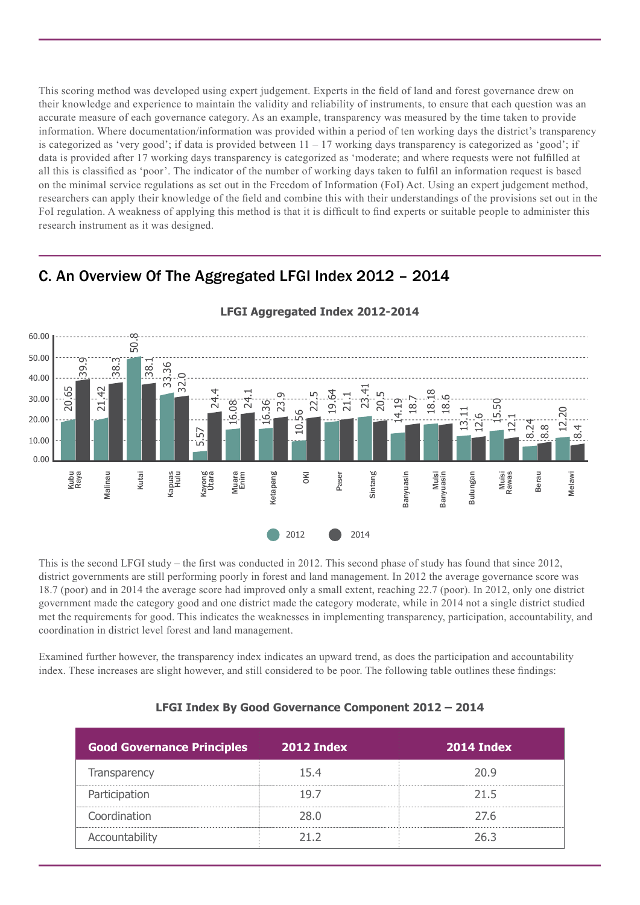This scoring method was developed using expert judgement. Experts in the field of land and forest governance drew on their knowledge and experience to maintain the validity and reliability of instruments, to ensure that each question was an accurate measure of each governance category. As an example, transparency was measured by the time taken to provide information. Where documentation/information was provided within a period of ten working days the district's transparency is categorized as 'very good'; if data is provided between 11 – 17 working days transparency is categorized as 'good'; if data is provided after 17 working days transparency is categorized as 'moderate; and where requests were not fulfilled at all this is classified as 'poor'. The indicator of the number of working days taken to fulfil an information request is based on the minimal service regulations as set out in the Freedom of Information (FoI) Act. Using an expert judgement method, researchers can apply their knowledge of the field and combine this with their understandings of the provisions set out in the FoI regulation. A weakness of applying this method is that it is difficult to find experts or suitable people to administer this research instrument as it was designed.

## C. An Overview Of The Aggregated LFGI Index 2012 – 2014

**LFGI Aggregated Index 2012-2014**

| District | 2012 | 2014 |
|---|---|---|
| Kubu Raya | 20.65 | 39.9 |
| Malinau | 21.42 | 38.3 |
| Kutai | 50.8 | 38.1 |
| Kapuas Hulu | 33.36 | 32.0 |
| Kayong Utara | 5.57 | 24.4 |
| Muara Enim | 16.08 | 24.1 |
| Ketapang | 16.36 | 23.9 |
| OKI | 10.56 | 22.5 |
| Paser | 19.64 | 21.1 |
| Sintang | 23.41 | 20.5 |
| Banyuasin | 14.19 | 18.7 |
| Muisi Banyuasin | 18.18 | 18.6 |
| Bulungan | 13.11 | 12.6 |
| Muisi Rawas | 15.50 | 12.1 |
| Berau | 8.24 | 8.8 |
| Melawi | 12.20 | 8.4 |

This is the second LFGI study – the first was conducted in 2012. This second phase of study has found that since 2012, district governments are still performing poorly in forest and land management. In 2012 the average governance score was 18.7 (poor) and in 2014 the average score had improved only a small extent, reaching 22.7 (poor). In 2012, only one district government made the category good and one district made the category moderate, while in 2014 not a single district studied met the requirements for good. This indicates the weaknesses in implementing transparency, participation, accountability, and coordination in district level forest and land management.

Examined further however, the transparency index indicates an upward trend, as does the participation and accountability index. These increases are slight however, and still considered to be poor. The following table outlines these findings:

**LFGI Index By Good Governance Component 2012 – 2014**

| Good Governance Principles | 2012 Index | 2014 Index |
|---|---|---|
| Transparency | 15.4 | 20.9 |
| Participation | 19.7 | 21.5 |
| Coordination | 28.0 | 27.6 |
| Accountability | 21.2 | 26.3 |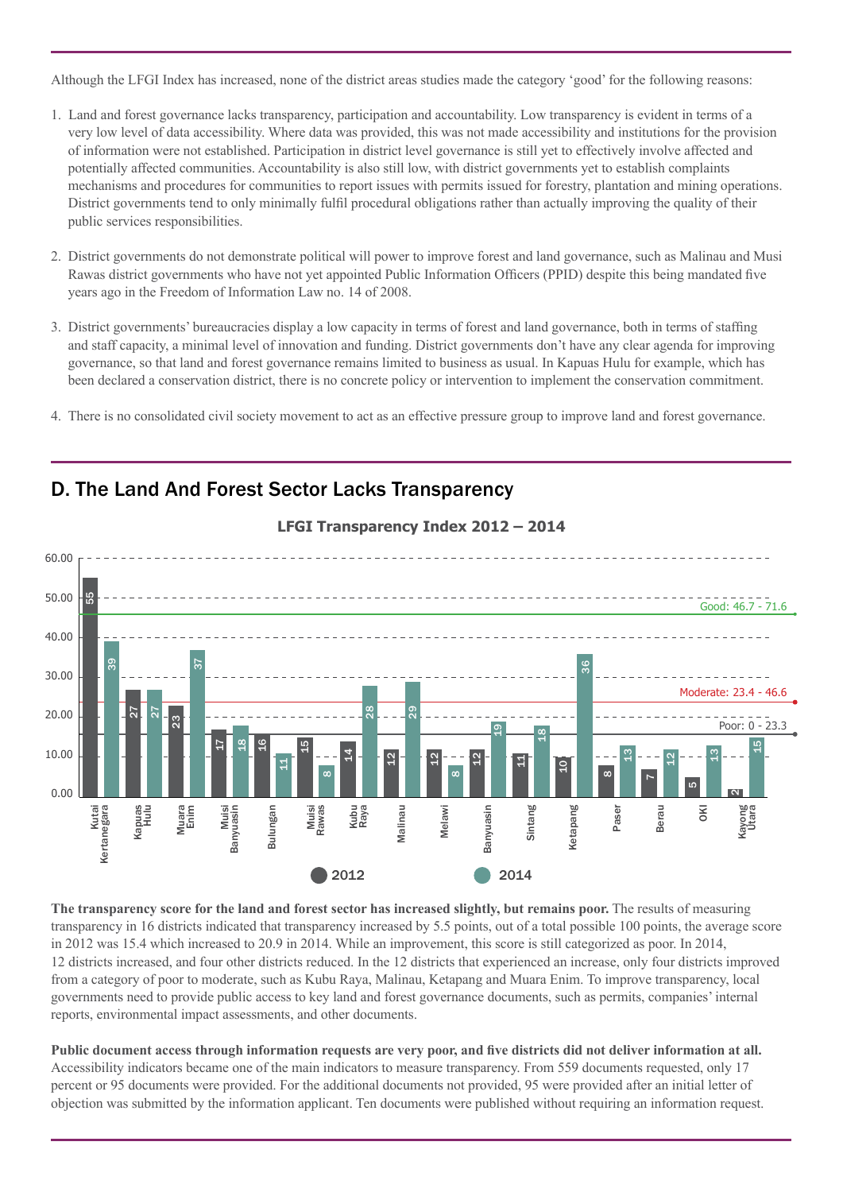Although the LFGI Index has increased, none of the district areas studies made the category 'good' for the following reasons:

1. Land and forest governance lacks transparency, participation and accountability. Low transparency is evident in terms of a very low level of data accessibility. Where data was provided, this was not made accessibility and institutions for the provision of information were not established. Participation in district level governance is still yet to effectively involve affected and potentially affected communities. Accountability is also still low, with district governments yet to establish complaints mechanisms and procedures for communities to report issues with permits issued for forestry, plantation and mining operations. District governments tend to only minimally fulfil procedural obligations rather than actually improving the quality of their public services responsibilities.

2. District governments do not demonstrate political will power to improve forest and land governance, such as Malinau and Musi Rawas district governments who have not yet appointed Public Information Officers (PPID) despite this being mandated five years ago in the Freedom of Information Law no. 14 of 2008.

3. District governments' bureaucracies display a low capacity in terms of forest and land governance, both in terms of staffing and staff capacity, a minimal level of innovation and funding. District governments don't have any clear agenda for improving governance, so that land and forest governance remains limited to business as usual. In Kapuas Hulu for example, which has been declared a conservation district, there is no concrete policy or intervention to implement the conservation commitment.

4. There is no consolidated civil society movement to act as an effective pressure group to improve land and forest governance.

## D. The Land And Forest Sector Lacks Transparency

**LFGI Transparency Index 2012 – 2014**

| District | 2012 | 2014 |
|---|---|---|
| Kutai Kertanegara | 55 | 39 |
| Kapuas Hulu | 27 | 27 |
| Muara Enim | 23 | 37 |
| Muisi Banyuasin | 17 | 18 |
| Bulungan | 16 | 11 |
| Muisi Rawas | 15 | 8 |
| Kubu Raya | 14 | 28 |
| Malinau | 12 | 29 |
| Melawi | 12 | 8 |
| Banyuasin | 12 | 19 |
| Sintang | 11 | 18 |
| Ketapang | 10 | 36 |
| Paser | 8 | 13 |
| Berau | 7 | 12 |
| OKI | 5 | 13 |
| Kayong Utara | 2 | 15 |

Good: 46.7 - 71.6; Moderate: 23.4 - 46.6; Poor: 0 - 23.3

**The transparency score for the land and forest sector has increased slightly, but remains poor.** The results of measuring transparency in 16 districts indicated that transparency increased by 5.5 points, out of a total possible 100 points, the average score in 2012 was 15.4 which increased to 20.9 in 2014. While an improvement, this score is still categorized as poor. In 2014, 12 districts increased, and four other districts reduced. In the 12 districts that experienced an increase, only four districts improved from a category of poor to moderate, such as Kubu Raya, Malinau, Ketapang and Muara Enim. To improve transparency, local governments need to provide public access to key land and forest governance documents, such as permits, companies' internal reports, environmental impact assessments, and other documents.

**Public document access through information requests are very poor, and five districts did not deliver information at all.** Accessibility indicators became one of the main indicators to measure transparency. From 559 documents requested, only 17 percent or 95 documents were provided. For the additional documents not provided, 95 were provided after an initial letter of objection was submitted by the information applicant. Ten documents were published without requiring an information request.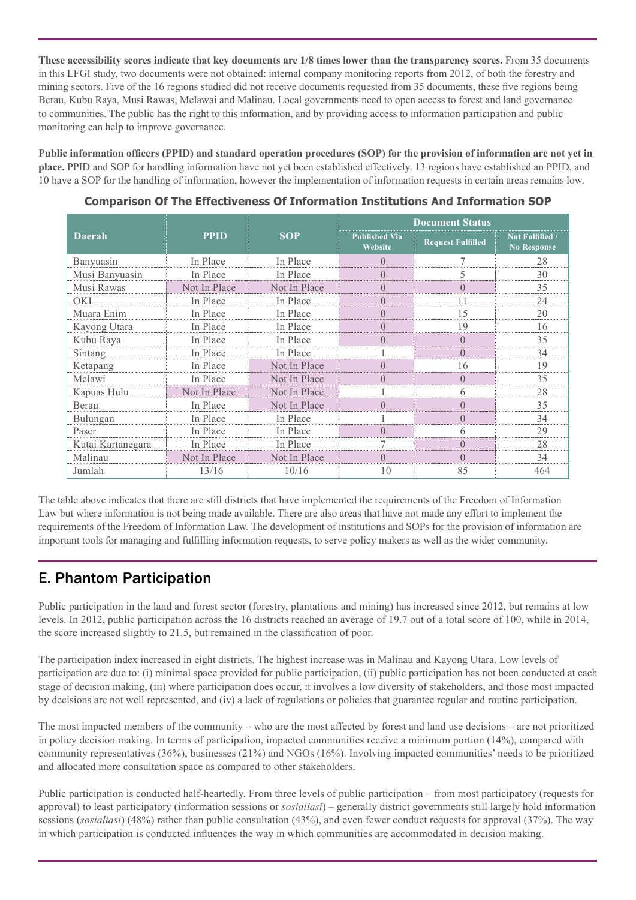**These accessibility scores indicate that key documents are 1/8 times lower than the transparency scores.** From 35 documents in this LFGI study, two documents were not obtained: internal company monitoring reports from 2012, of both the forestry and mining sectors. Five of the 16 regions studied did not receive documents requested from 35 documents, these five regions being Berau, Kubu Raya, Musi Rawas, Melawai and Malinau. Local governments need to open access to forest and land governance to communities. The public has the right to this information, and by providing access to information participation and public monitoring can help to improve governance.

**Public information officers (PPID) and standard operation procedures (SOP) for the provision of information are not yet in place.** PPID and SOP for handling information have not yet been established effectively. 13 regions have established an PPID, and 10 have a SOP for the handling of information, however the implementation of information requests in certain areas remains low.

**Comparison Of The Effectiveness Of Information Institutions And Information SOP**

| Daerah | PPID | SOP | Document Status | | |
|---|---|---|---|---|---|
| | | | Published Via Website | Request Fulfilled | Not Fulfilled / No Response |
| Banyuasin | In Place | In Place | 0 | 7 | 28 |
| Musi Banyuasin | In Place | In Place | 0 | 5 | 30 |
| Musi Rawas | Not In Place | Not In Place | 0 | 0 | 35 |
| OKI | In Place | In Place | 0 | 11 | 24 |
| Muara Enim | In Place | In Place | 0 | 15 | 20 |
| Kayong Utara | In Place | In Place | 0 | 19 | 16 |
| Kubu Raya | In Place | In Place | 0 | 0 | 35 |
| Sintang | In Place | In Place | 1 | 0 | 34 |
| Ketapang | In Place | Not In Place | 0 | 16 | 19 |
| Melawi | In Place | Not In Place | 0 | 0 | 35 |
| Kapuas Hulu | Not In Place | Not In Place | 1 | 6 | 28 |
| Berau | In Place | Not In Place | 0 | 0 | 35 |
| Bulungan | In Place | In Place | 1 | 0 | 34 |
| Paser | In Place | In Place | 0 | 6 | 29 |
| Kutai Kartanegara | In Place | In Place | 7 | 0 | 28 |
| Malinau | Not In Place | Not In Place | 0 | 0 | 34 |
| Jumlah | 13/16 | 10/16 | 10 | 85 | 464 |

The table above indicates that there are still districts that have implemented the requirements of the Freedom of Information Law but where information is not being made available. There are also areas that have not made any effort to implement the requirements of the Freedom of Information Law. The development of institutions and SOPs for the provision of information are important tools for managing and fulfilling information requests, to serve policy makers as well as the wider community.

## E. Phantom Participation

Public participation in the land and forest sector (forestry, plantations and mining) has increased since 2012, but remains at low levels. In 2012, public participation across the 16 districts reached an average of 19.7 out of a total score of 100, while in 2014, the score increased slightly to 21.5, but remained in the classification of poor.

The participation index increased in eight districts. The highest increase was in Malinau and Kayong Utara. Low levels of participation are due to: (i) minimal space provided for public participation, (ii) public participation has not been conducted at each stage of decision making, (iii) where participation does occur, it involves a low diversity of stakeholders, and those most impacted by decisions are not well represented, and (iv) a lack of regulations or policies that guarantee regular and routine participation.

The most impacted members of the community – who are the most affected by forest and land use decisions – are not prioritized in policy decision making. In terms of participation, impacted communities receive a minimum portion (14%), compared with community representatives (36%), businesses (21%) and NGOs (16%). Involving impacted communities' needs to be prioritized and allocated more consultation space as compared to other stakeholders.

Public participation is conducted half-heartedly. From three levels of public participation – from most participatory (requests for approval) to least participatory (information sessions or *sosialiasi*) – generally district governments still largely hold information sessions (*sosialiasi*) (48%) rather than public consultation (43%), and even fewer conduct requests for approval (37%). The way in which participation is conducted influences the way in which communities are accommodated in decision making.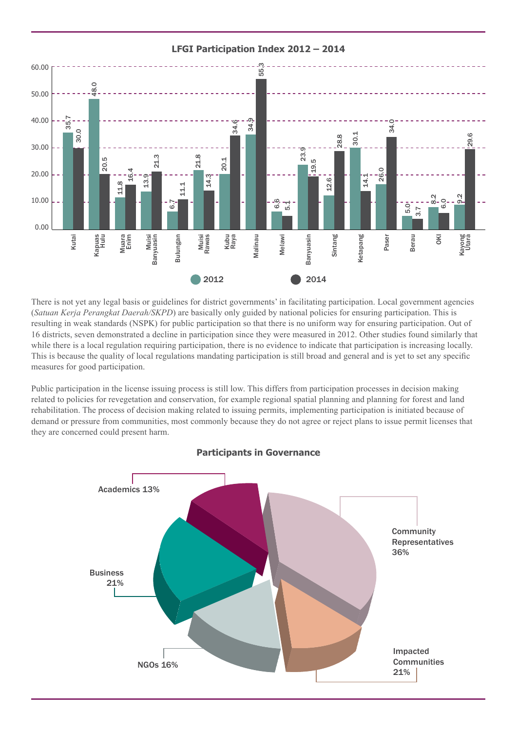## LFGI Participation Index 2012 – 2014

| District | 2012 | 2014 |
|---|---|---|
| Kutai | 35.7 | 30.0 |
| Kapuas Hulu | 48.0 | 20.5 |
| Muara Enim | 11.8 | 16.4 |
| Muisi Banyuasin | 13.9 | 21.3 |
| Bulungan | 6.7 | 11.1 |
| Muisi Rawas | 21.8 | 14.3 |
| Kubu Raya | 20.1 | 34.6 |
| Malinau | 34.9 | 55.3 |
| Melawi | 6.6 | 5.1 |
| Banyuasin | 23.9 | 19.5 |
| Sintang | 12.6 | 28.8 |
| Ketapang | 30.1 | 14.1 |
| Paser | 26.0 | 34.0 |
| Berau | 5.0 | 3.7 |
| OKI | 8.2 | 6.0 |
| Kayong Utara | 9.2 | 29.6 |

There is not yet any legal basis or guidelines for district governments' in facilitating participation. Local government agencies (*Satuan Kerja Perangkat Daerah/SKPD*) are basically only guided by national policies for ensuring participation. This is resulting in weak standards (NSPK) for public participation so that there is no uniform way for ensuring participation. Out of 16 districts, seven demonstrated a decline in participation since they were measured in 2012. Other studies found similarly that while there is a local regulation requiring participation, there is no evidence to indicate that participation is increasing locally. This is because the quality of local regulations mandating participation is still broad and general and is yet to set any specific measures for good participation.

Public participation in the license issuing process is still low. This differs from participation processes in decision making related to policies for revegetation and conservation, for example regional spatial planning and planning for forest and land rehabilitation. The process of decision making related to issuing permits, implementing participation is initiated because of demand or pressure from communities, most commonly because they do not agree or reject plans to issue permit licenses that they are concerned could present harm.

## Participants in Governance

| Participant | Share |
|---|---|
| Community Representatives | 36% |
| Impacted Communities | 21% |
| NGOs | 16% |
| Business | 21% |
| Academics | 13% |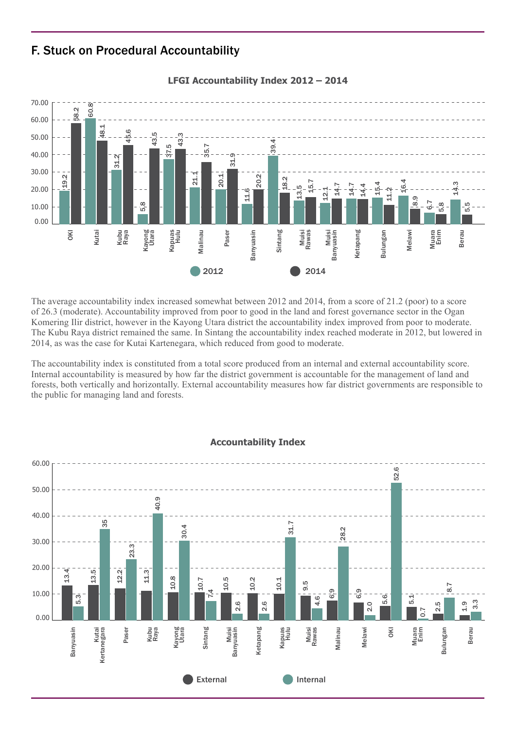## F. Stuck on Procedural Accountability

**LFGI Accountability Index 2012 – 2014**

| District | 2012 | 2014 |
|---|---|---|
| OKI | 19.2 | 58.2 |
| Kutai | 60.8 | 48.1 |
| Kubu Raya | 31.2 | 45.6 |
| Kayong Utara | 5.8 | 43.5 |
| Kapuas Hulu | 37.5 | 43.3 |
| Malinau | 21.1 | 35.7 |
| Paser | 20.1 | 31.9 |
| Banyuasin | 11.6 | 20.2 |
| Sintang | 39.4 | 18.2 |
| Muisi Rawas | 13.5 | 15.7 |
| Muisi Banyuasin | 12.1 | 14.7 |
| Ketapang | 14.7 | 14.4 |
| Bulungan | 15.4 | 11.2 |
| Melawi | 16.4 | 8.9 |
| Muara Enim | 6.7 | 5.8 |
| Berau | 14.3 | 5.5 |

The average accountability index increased somewhat between 2012 and 2014, from a score of 21.2 (poor) to a score of 26.3 (moderate). Accountability improved from poor to good in the land and forest governance sector in the Ogan Komering Ilir district, however in the Kayong Utara district the accountability index improved from poor to moderate. The Kubu Raya district remained the same. In Sintang the accountability index reached moderate in 2012, but lowered in 2014, as was the case for Kutai Kartenegara, which reduced from good to moderate.

The accountability index is constituted from a total score produced from an internal and external accountability score. Internal accountability is measured by how far the district government is accountable for the management of land and forests, both vertically and horizontally. External accountability measures how far district governments are responsible to the public for managing land and forests.

**Accountability Index**

| District | External | Internal |
|---|---|---|
| Banyuasin | 13.4 | 5.3 |
| Kutai Kertanegara | 13.5 | 35 |
| Paser | 12.2 | 23.3 |
| Kubu Raya | 11.3 | 40.9 |
| Kayong Utara | 10.8 | 30.4 |
| Sintang | 10.7 | 7.4 |
| Muisi Banyuasin | 10.5 | 2.6 |
| Ketapang | 10.2 | 2.6 |
| Kapuas Hulu | 10.1 | 31.7 |
| Muisi Rawas | 9.5 | 4.6 |
| Malinau | 6.9 | 28.2 |
| Melawi | 6.9 | 2.0 |
| OKI | 5.6 | 52.6 |
| Muara Enim | 5.1 | 0.7 |
| Bulungan | 2.5 | 8.7 |
| Berau | 1.9 | 3.3 |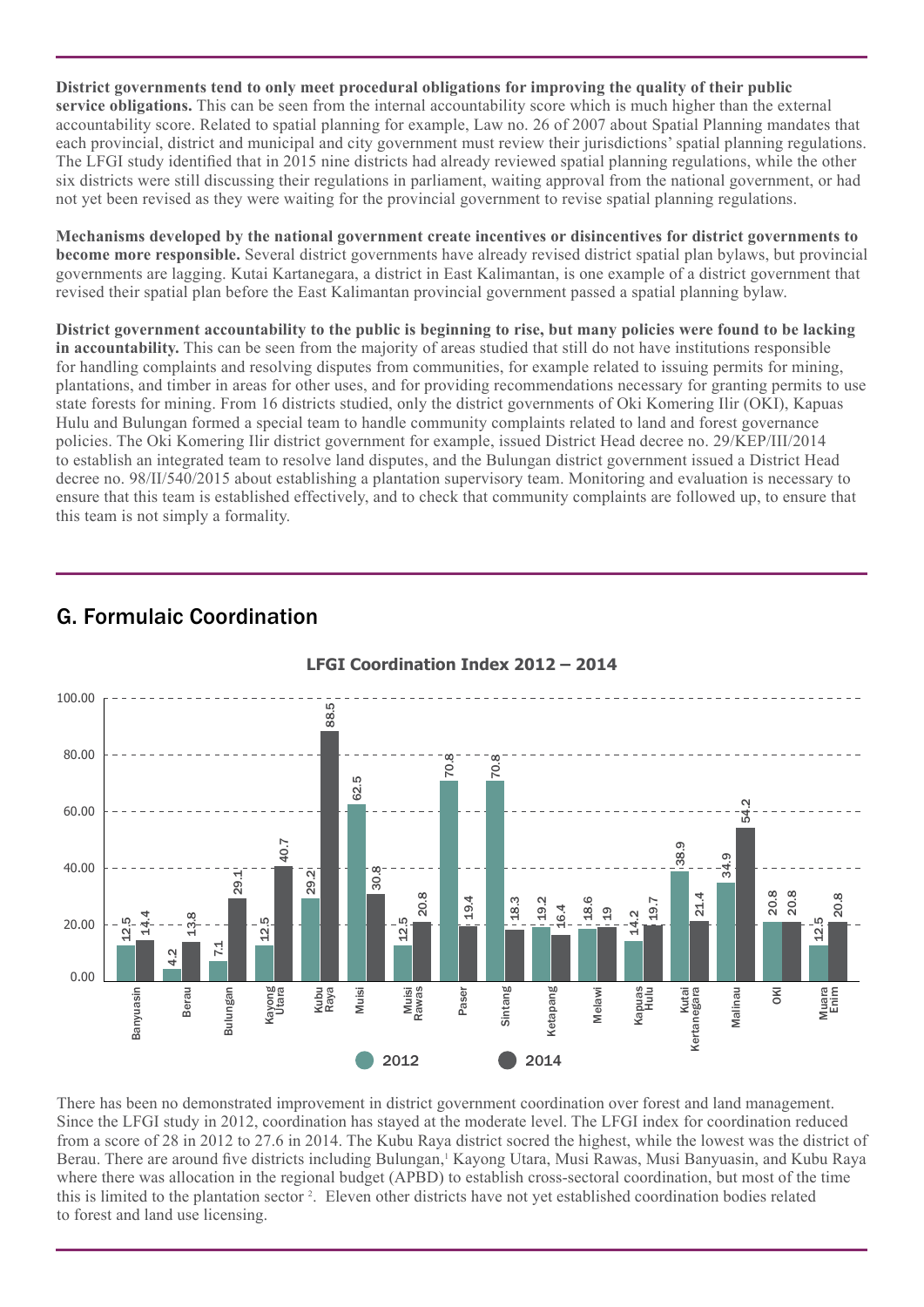**District governments tend to only meet procedural obligations for improving the quality of their public service obligations.** This can be seen from the internal accountability score which is much higher than the external accountability score. Related to spatial planning for example, Law no. 26 of 2007 about Spatial Planning mandates that each provincial, district and municipal and city government must review their jurisdictions' spatial planning regulations. The LFGI study identified that in 2015 nine districts had already reviewed spatial planning regulations, while the other six districts were still discussing their regulations in parliament, waiting approval from the national government, or had not yet been revised as they were waiting for the provincial government to revise spatial planning regulations.

**Mechanisms developed by the national government create incentives or disincentives for district governments to become more responsible.** Several district governments have already revised district spatial plan bylaws, but provincial governments are lagging. Kutai Kartanegara, a district in East Kalimantan, is one example of a district government that revised their spatial plan before the East Kalimantan provincial government passed a spatial planning bylaw.

**District government accountability to the public is beginning to rise, but many policies were found to be lacking in accountability.** This can be seen from the majority of areas studied that still do not have institutions responsible for handling complaints and resolving disputes from communities, for example related to issuing permits for mining, plantations, and timber in areas for other uses, and for providing recommendations necessary for granting permits to use state forests for mining. From 16 districts studied, only the district governments of Oki Komering Ilir (OKI), Kapuas Hulu and Bulungan formed a special team to handle community complaints related to land and forest governance policies. The Oki Komering Ilir district government for example, issued District Head decree no. 29/KEP/III/2014 to establish an integrated team to resolve land disputes, and the Bulungan district government issued a District Head decree no. 98/II/540/2015 about establishing a plantation supervisory team. Monitoring and evaluation is necessary to ensure that this team is established effectively, and to check that community complaints are followed up, to ensure that this team is not simply a formality.

## G. Formulaic Coordination

**LFGI Coordination Index 2012 – 2014**

| District | 2012 | 2014 |
|---|---|---|
| Banyuasin | 12.5 | 14.4 |
| Berau | 4.2 | 13.8 |
| Bulungan | 7.1 | 29.1 |
| Kayong Utara | 12.5 | 40.7 |
| Kubu Raya | 29.2 | 88.5 |
| Muisi | 62.5 | 30.8 |
| Muisi Rawas | 12.5 | 20.8 |
| Paser | 70.8 | 19.4 |
| Sintang | 70.8 | 18.3 |
| Ketapang | 19.2 | 16.4 |
| Melawi | 18.6 | 19 |
| Kapuas Hulu | 14.2 | 19.7 |
| Kutai Kertanegara | 38.9 | 21.4 |
| Malinau | 34.9 | 54.2 |
| OKI | 20.8 | 20.8 |
| Muara Enim | 12.5 | 20.8 |

There has been no demonstrated improvement in district government coordination over forest and land management. Since the LFGI study in 2012, coordination has stayed at the moderate level. The LFGI index for coordination reduced from a score of 28 in 2012 to 27.6 in 2014. The Kubu Raya district socred the highest, while the lowest was the district of Berau. There are around five districts including Bulungan,[1] Kayong Utara, Musi Rawas, Musi Banyuasin, and Kubu Raya where there was allocation in the regional budget (APBD) to establish cross-sectoral coordination, but most of the time this is limited to the plantation sector [2]. Eleven other districts have not yet established coordination bodies related to forest and land use licensing.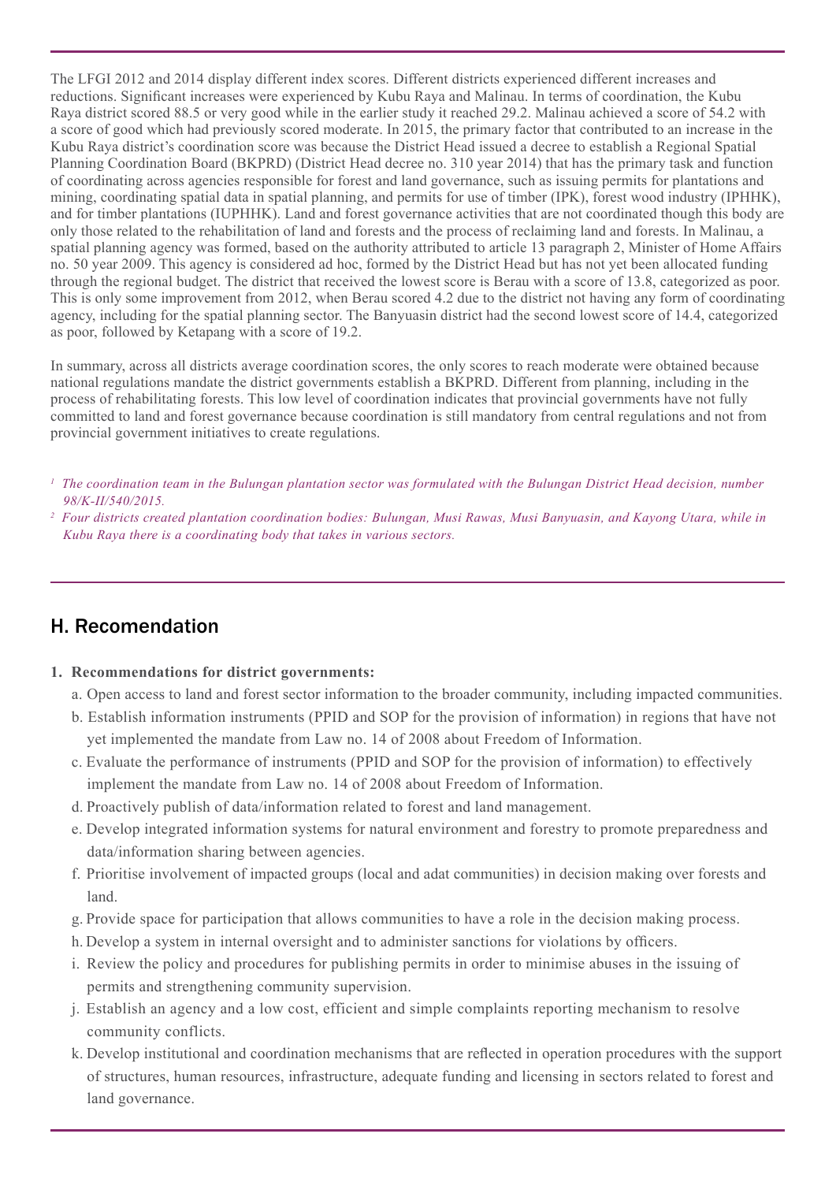The LFGI 2012 and 2014 display different index scores. Different districts experienced different increases and reductions. Significant increases were experienced by Kubu Raya and Malinau. In terms of coordination, the Kubu Raya district scored 88.5 or very good while in the earlier study it reached 29.2. Malinau achieved a score of 54.2 with a score of good which had previously scored moderate. In 2015, the primary factor that contributed to an increase in the Kubu Raya district's coordination score was because the District Head issued a decree to establish a Regional Spatial Planning Coordination Board (BKPRD) (District Head decree no. 310 year 2014) that has the primary task and function of coordinating across agencies responsible for forest and land governance, such as issuing permits for plantations and mining, coordinating spatial data in spatial planning, and permits for use of timber (IPK), forest wood industry (IPHHK), and for timber plantations (IUPHHK). Land and forest governance activities that are not coordinated though this body are only those related to the rehabilitation of land and forests and the process of reclaiming land and forests. In Malinau, a spatial planning agency was formed, based on the authority attributed to article 13 paragraph 2, Minister of Home Affairs no. 50 year 2009. This agency is considered ad hoc, formed by the District Head but has not yet been allocated funding through the regional budget. The district that received the lowest score is Berau with a score of 13.8, categorized as poor. This is only some improvement from 2012, when Berau scored 4.2 due to the district not having any form of coordinating agency, including for the spatial planning sector. The Banyuasin district had the second lowest score of 14.4, categorized as poor, followed by Ketapang with a score of 19.2.

In summary, across all districts average coordination scores, the only scores to reach moderate were obtained because national regulations mandate the district governments establish a BKPRD. Different from planning, including in the process of rehabilitating forests. This low level of coordination indicates that provincial governments have not fully committed to land and forest governance because coordination is still mandatory from central regulations and not from provincial government initiatives to create regulations.

*[1] The coordination team in the Bulungan plantation sector was formulated with the Bulungan District Head decision, number 98/K-II/540/2015.*

*[2] Four districts created plantation coordination bodies: Bulungan, Musi Rawas, Musi Banyuasin, and Kayong Utara, while in Kubu Raya there is a coordinating body that takes in various sectors.*

## H. Recomendation

1. **Recommendations for district governments:**
   - a. Open access to land and forest sector information to the broader community, including impacted communities.
   - b. Establish information instruments (PPID and SOP for the provision of information) in regions that have not yet implemented the mandate from Law no. 14 of 2008 about Freedom of Information.
   - c. Evaluate the performance of instruments (PPID and SOP for the provision of information) to effectively implement the mandate from Law no. 14 of 2008 about Freedom of Information.
   - d. Proactively publish of data/information related to forest and land management.
   - e. Develop integrated information systems for natural environment and forestry to promote preparedness and data/information sharing between agencies.
   - f. Prioritise involvement of impacted groups (local and adat communities) in decision making over forests and land.
   - g. Provide space for participation that allows communities to have a role in the decision making process.
   - h. Develop a system in internal oversight and to administer sanctions for violations by officers.
   - i. Review the policy and procedures for publishing permits in order to minimise abuses in the issuing of permits and strengthening community supervision.
   - j. Establish an agency and a low cost, efficient and simple complaints reporting mechanism to resolve community conflicts.
   - k. Develop institutional and coordination mechanisms that are reflected in operation procedures with the support of structures, human resources, infrastructure, adequate funding and licensing in sectors related to forest and land governance.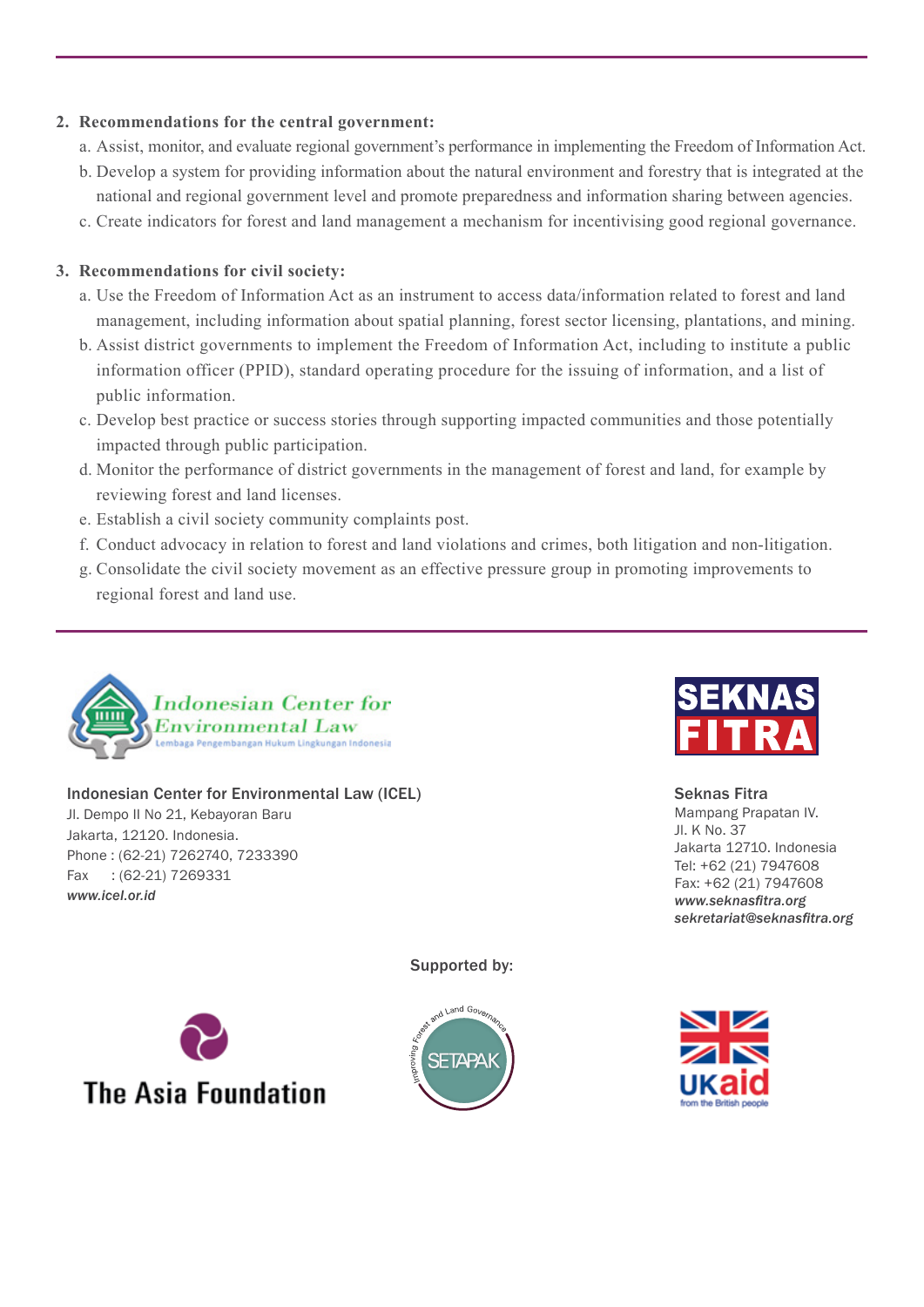2. **Recommendations for the central government:**
   a. Assist, monitor, and evaluate regional government's performance in implementing the Freedom of Information Act.
   b. Develop a system for providing information about the natural environment and forestry that is integrated at the national and regional government level and promote preparedness and information sharing between agencies.
   c. Create indicators for forest and land management a mechanism for incentivising good regional governance.

3. **Recommendations for civil society:**
   a. Use the Freedom of Information Act as an instrument to access data/information related to forest and land management, including information about spatial planning, forest sector licensing, plantations, and mining.
   b. Assist district governments to implement the Freedom of Information Act, including to institute a public information officer (PPID), standard operating procedure for the issuing of information, and a list of public information.
   c. Develop best practice or success stories through supporting impacted communities and those potentially impacted through public participation.
   d. Monitor the performance of district governments in the management of forest and land, for example by reviewing forest and land licenses.
   e. Establish a civil society community complaints post.
   f. Conduct advocacy in relation to forest and land violations and crimes, both litigation and non-litigation.
   g. Consolidate the civil society movement as an effective pressure group in promoting improvements to regional forest and land use.

Indonesian Center for Environmental Law
Lembaga Pengembangan Hukum Lingkungan Indonesia

Indonesian Center for Environmental Law (ICEL)
Jl. Dempo II No 21, Kebayoran Baru
Jakarta, 12120. Indonesia.
Phone : (62-21) 7262740, 7233390
Fax : (62-21) 7269331
*www.icel.or.id*

SEKNAS FITRA

Seknas Fitra
Mampang Prapatan IV.
Jl. K No. 37
Jakarta 12710. Indonesia
Tel: +62 (21) 7947608
Fax: +62 (21) 7947608
*www.seknasfitra.org*
*sekretariat@seknasfitra.org*

Supported by:

The Asia Foundation

SETAPAK – Improving Forest and Land Governance

UKaid from the British people